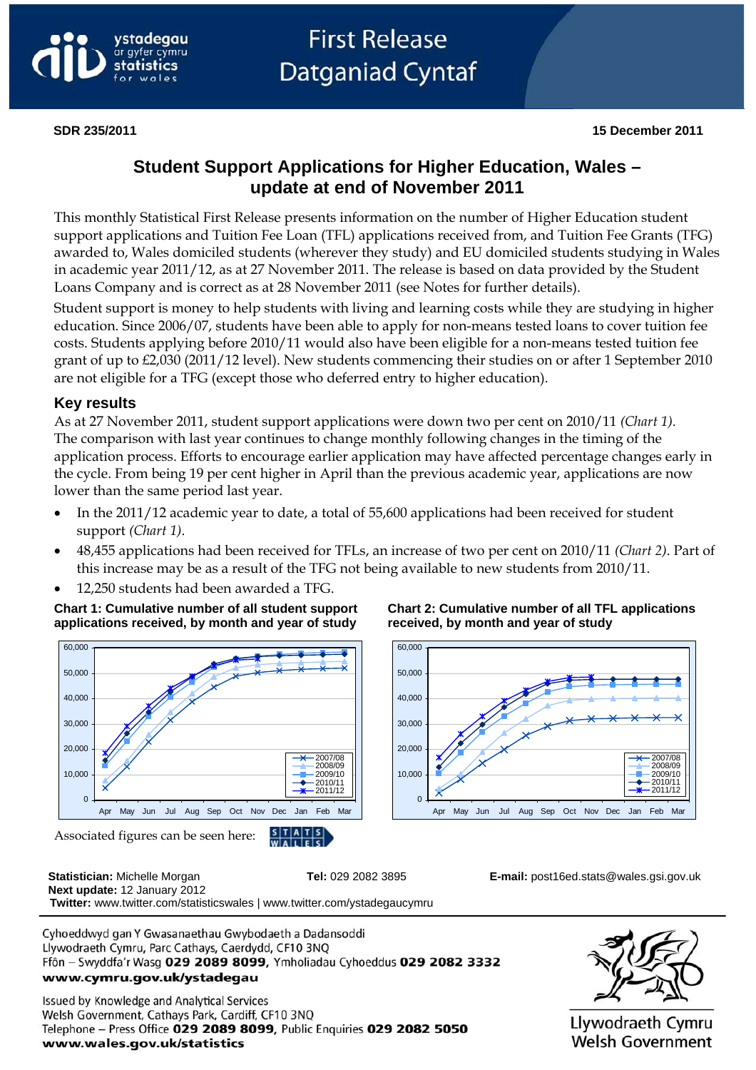First Release
Datganiad Cyntaf

**SDR 235/2011** **15 December 2011**

# Student Support Applications for Higher Education, Wales – update at end of November 2011

This monthly Statistical First Release presents information on the number of Higher Education student support applications and Tuition Fee Loan (TFL) applications received from, and Tuition Fee Grants (TFG) awarded to, Wales domiciled students (wherever they study) and EU domiciled students studying in Wales in academic year 2011/12, as at 27 November 2011. The release is based on data provided by the Student Loans Company and is correct as at 28 November 2011 (see Notes for further details).

Student support is money to help students with living and learning costs while they are studying in higher education. Since 2006/07, students have been able to apply for non-means tested loans to cover tuition fee costs. Students applying before 2010/11 would also have been eligible for a non-means tested tuition fee grant of up to £2,030 (2011/12 level). New students commencing their studies on or after 1 September 2010 are not eligible for a TFG (except those who deferred entry to higher education).

## Key results

As at 27 November 2011, student support applications were down two per cent on 2010/11 *(Chart 1)*. The comparison with last year continues to change monthly following changes in the timing of the application process. Efforts to encourage earlier application may have affected percentage changes early in the cycle. From being 19 per cent higher in April than the previous academic year, applications are now lower than the same period last year.

- In the 2011/12 academic year to date, a total of 55,600 applications had been received for student support *(Chart 1)*.
- 48,455 applications had been received for TFLs, an increase of two per cent on 2010/11 *(Chart 2)*. Part of this increase may be as a result of the TFG not being available to new students from 2010/11.
- 12,250 students had been awarded a TFG.

**Chart 1: Cumulative number of all student support applications received, by month and year of study**

**Chart 2: Cumulative number of all TFL applications received, by month and year of study**

Associated figures can be seen here:

**Statistician:** Michelle Morgan **Tel:** 029 2082 3895 **E-mail:** post16ed.stats@wales.gsi.gov.uk
**Next update:** 12 January 2012
**Twitter:** www.twitter.com/statisticswales | www.twitter.com/ystadegaucymru

Cyhoeddwyd gan Y Gwasanaethau Gwybodaeth a Dadansoddi
Llywodraeth Cymru, Parc Cathays, Caerdydd, CF10 3NQ
Ffôn – Swyddfa'r Wasg **029 2089 8099**, Ymholiadau Cyhoeddus **029 2082 3332**
**www.cymru.gov.uk/ystadegau**

Issued by Knowledge and Analytical Services
Welsh Government, Cathays Park, Cardiff, CF10 3NQ
Telephone – Press Office **029 2089 8099**, Public Enquiries **029 2082 5050**
**www.wales.gov.uk/statistics**

Llywodraeth Cymru
Welsh Government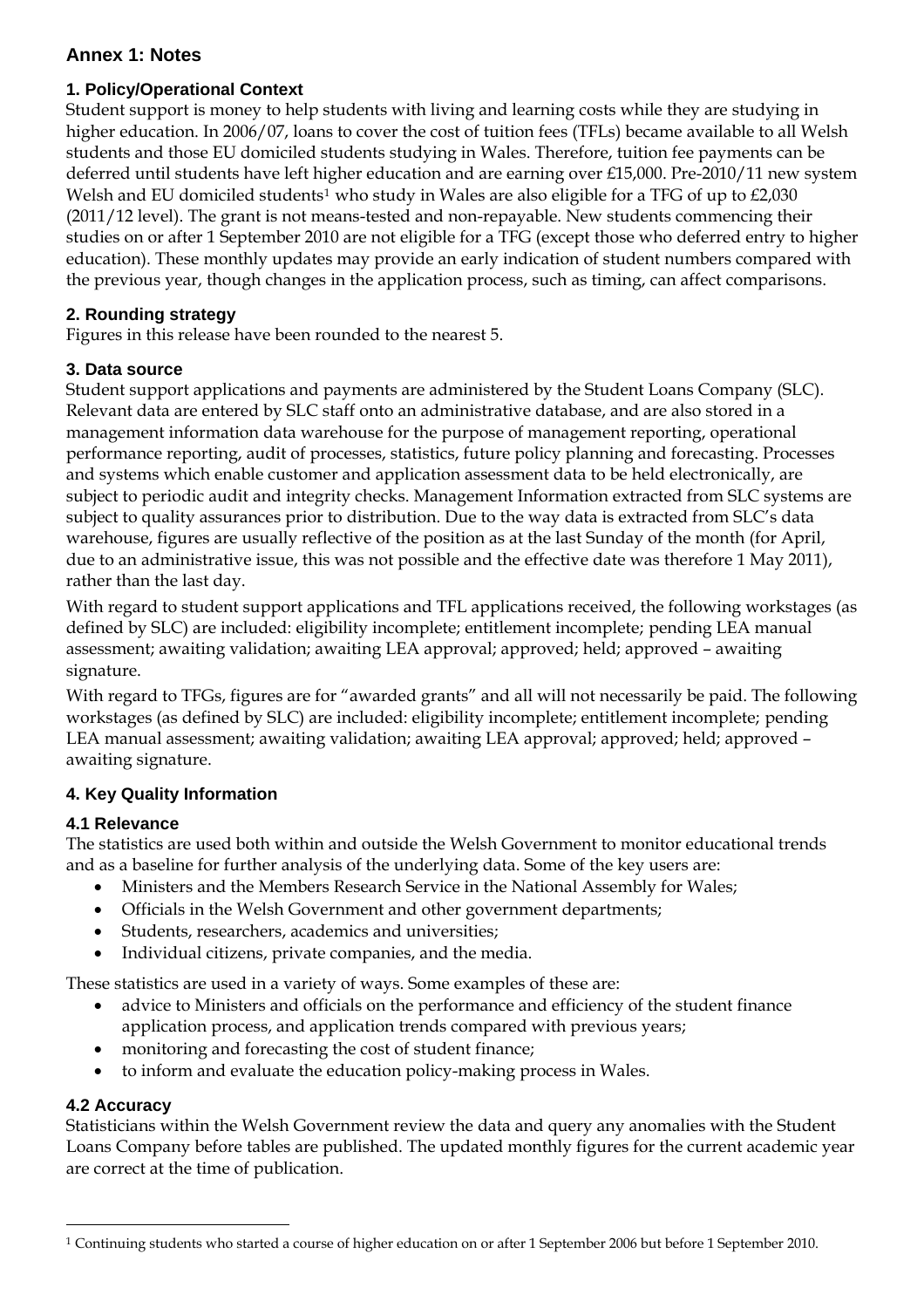## Annex 1: Notes

### 1. Policy/Operational Context

Student support is money to help students with living and learning costs while they are studying in higher education. In 2006/07, loans to cover the cost of tuition fees (TFLs) became available to all Welsh students and those EU domiciled students studying in Wales. Therefore, tuition fee payments can be deferred until students have left higher education and are earning over £15,000. Pre-2010/11 new system Welsh and EU domiciled students[1] who study in Wales are also eligible for a TFG of up to £2,030 (2011/12 level). The grant is not means-tested and non-repayable. New students commencing their studies on or after 1 September 2010 are not eligible for a TFG (except those who deferred entry to higher education). These monthly updates may provide an early indication of student numbers compared with the previous year, though changes in the application process, such as timing, can affect comparisons.

### 2. Rounding strategy

Figures in this release have been rounded to the nearest 5.

### 3. Data source

Student support applications and payments are administered by the Student Loans Company (SLC). Relevant data are entered by SLC staff onto an administrative database, and are also stored in a management information data warehouse for the purpose of management reporting, operational performance reporting, audit of processes, statistics, future policy planning and forecasting. Processes and systems which enable customer and application assessment data to be held electronically, are subject to periodic audit and integrity checks. Management Information extracted from SLC systems are subject to quality assurances prior to distribution. Due to the way data is extracted from SLC's data warehouse, figures are usually reflective of the position as at the last Sunday of the month (for April, due to an administrative issue, this was not possible and the effective date was therefore 1 May 2011), rather than the last day.

With regard to student support applications and TFL applications received, the following workstages (as defined by SLC) are included: eligibility incomplete; entitlement incomplete; pending LEA manual assessment; awaiting validation; awaiting LEA approval; approved; held; approved – awaiting signature.

With regard to TFGs, figures are for "awarded grants" and all will not necessarily be paid. The following workstages (as defined by SLC) are included: eligibility incomplete; entitlement incomplete; pending LEA manual assessment; awaiting validation; awaiting LEA approval; approved; held; approved – awaiting signature.

### 4. Key Quality Information

#### 4.1 Relevance

The statistics are used both within and outside the Welsh Government to monitor educational trends and as a baseline for further analysis of the underlying data. Some of the key users are:

- Ministers and the Members Research Service in the National Assembly for Wales;
- Officials in the Welsh Government and other government departments;
- Students, researchers, academics and universities;
- Individual citizens, private companies, and the media.

These statistics are used in a variety of ways. Some examples of these are:

- advice to Ministers and officials on the performance and efficiency of the student finance application process, and application trends compared with previous years;
- monitoring and forecasting the cost of student finance;
- to inform and evaluate the education policy-making process in Wales.

#### 4.2 Accuracy

Statisticians within the Welsh Government review the data and query any anomalies with the Student Loans Company before tables are published. The updated monthly figures for the current academic year are correct at the time of publication.

---

[1] Continuing students who started a course of higher education on or after 1 September 2006 but before 1 September 2010.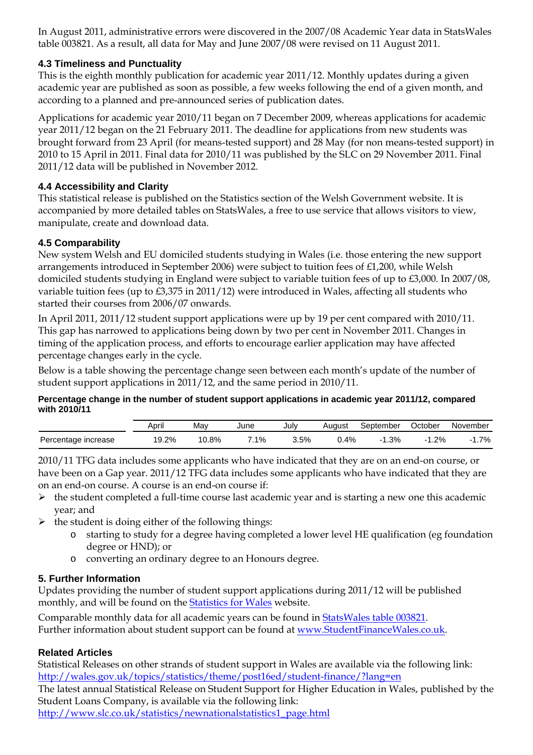In August 2011, administrative errors were discovered in the 2007/08 Academic Year data in StatsWales table 003821. As a result, all data for May and June 2007/08 were revised on 11 August 2011.

### 4.3 Timeliness and Punctuality

This is the eighth monthly publication for academic year 2011/12. Monthly updates during a given academic year are published as soon as possible, a few weeks following the end of a given month, and according to a planned and pre-announced series of publication dates.

Applications for academic year 2010/11 began on 7 December 2009, whereas applications for academic year 2011/12 began on the 21 February 2011. The deadline for applications from new students was brought forward from 23 April (for means-tested support) and 28 May (for non means-tested support) in 2010 to 15 April in 2011. Final data for 2010/11 was published by the SLC on 29 November 2011. Final 2011/12 data will be published in November 2012.

### 4.4 Accessibility and Clarity

This statistical release is published on the Statistics section of the Welsh Government website. It is accompanied by more detailed tables on StatsWales, a free to use service that allows visitors to view, manipulate, create and download data.

### 4.5 Comparability

New system Welsh and EU domiciled students studying in Wales (i.e. those entering the new support arrangements introduced in September 2006) were subject to tuition fees of £1,200, while Welsh domiciled students studying in England were subject to variable tuition fees of up to £3,000. In 2007/08, variable tuition fees (up to £3,375 in 2011/12) were introduced in Wales, affecting all students who started their courses from 2006/07 onwards.

In April 2011, 2011/12 student support applications were up by 19 per cent compared with 2010/11. This gap has narrowed to applications being down by two per cent in November 2011. Changes in timing of the application process, and efforts to encourage earlier application may have affected percentage changes early in the cycle.

Below is a table showing the percentage change seen between each month's update of the number of student support applications in 2011/12, and the same period in 2010/11.

**Percentage change in the number of student support applications in academic year 2011/12, compared with 2010/11**

| | April | May | June | July | August | September | October | November |
|---|---|---|---|---|---|---|---|---|
| Percentage increase | 19.2% | 10.8% | 7.1% | 3.5% | 0.4% | -1.3% | -1.2% | -1.7% |

2010/11 TFG data includes some applicants who have indicated that they are on an end-on course, or have been on a Gap year. 2011/12 TFG data includes some applicants who have indicated that they are on an end-on course. A course is an end-on course if:

- the student completed a full-time course last academic year and is starting a new one this academic year; and
- the student is doing either of the following things:
  - starting to study for a degree having completed a lower level HE qualification (eg foundation degree or HND); or
  - converting an ordinary degree to an Honours degree.

## 5. Further Information

Updates providing the number of student support applications during 2011/12 will be published monthly, and will be found on the Statistics for Wales website.

Comparable monthly data for all academic years can be found in StatsWales table 003821.
Further information about student support can be found at www.StudentFinanceWales.co.uk.

### Related Articles

Statistical Releases on other strands of student support in Wales are available via the following link:
http://wales.gov.uk/topics/statistics/theme/post16ed/student-finance/?lang=en
The latest annual Statistical Release on Student Support for Higher Education in Wales, published by the Student Loans Company, is available via the following link:
http://www.slc.co.uk/statistics/newnationalstatistics1_page.html